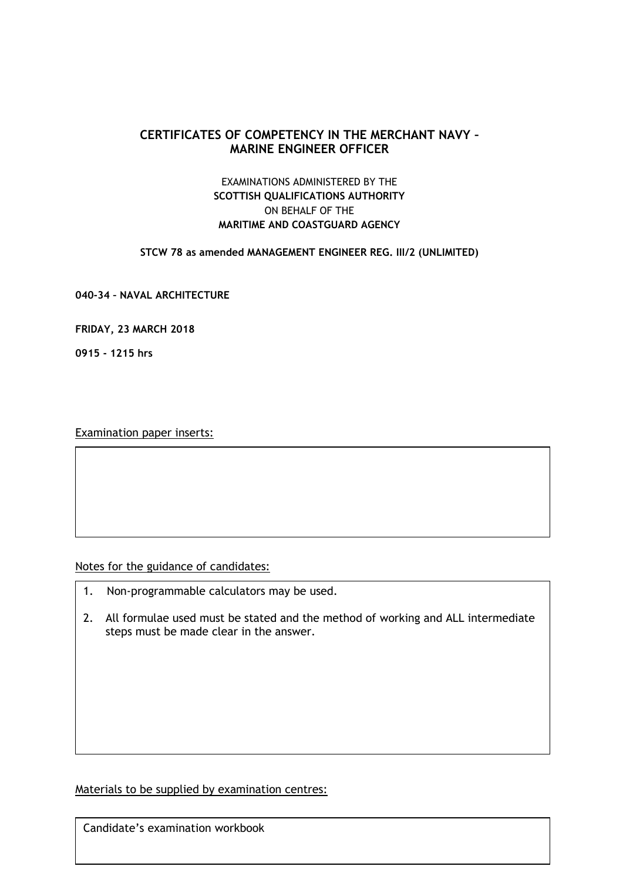# CERTIFICATES OF COMPETENCY IN THE MERCHANT NAVY – MARINE ENGINEER OFFICER

EXAMINATIONS ADMINISTERED BY THE
**SCOTTISH QUALIFICATIONS AUTHORITY**
ON BEHALF OF THE
**MARITIME AND COASTGUARD AGENCY**

**STCW 78 as amended MANAGEMENT ENGINEER REG. III/2 (UNLIMITED)**

**040-34 – NAVAL ARCHITECTURE**

**FRIDAY, 23 MARCH 2018**

**0915 - 1215 hrs**

Examination paper inserts:

Notes for the guidance of candidates:

1. Non-programmable calculators may be used.
2. All formulae used must be stated and the method of working and ALL intermediate steps must be made clear in the answer.

Materials to be supplied by examination centres:

Candidate's examination workbook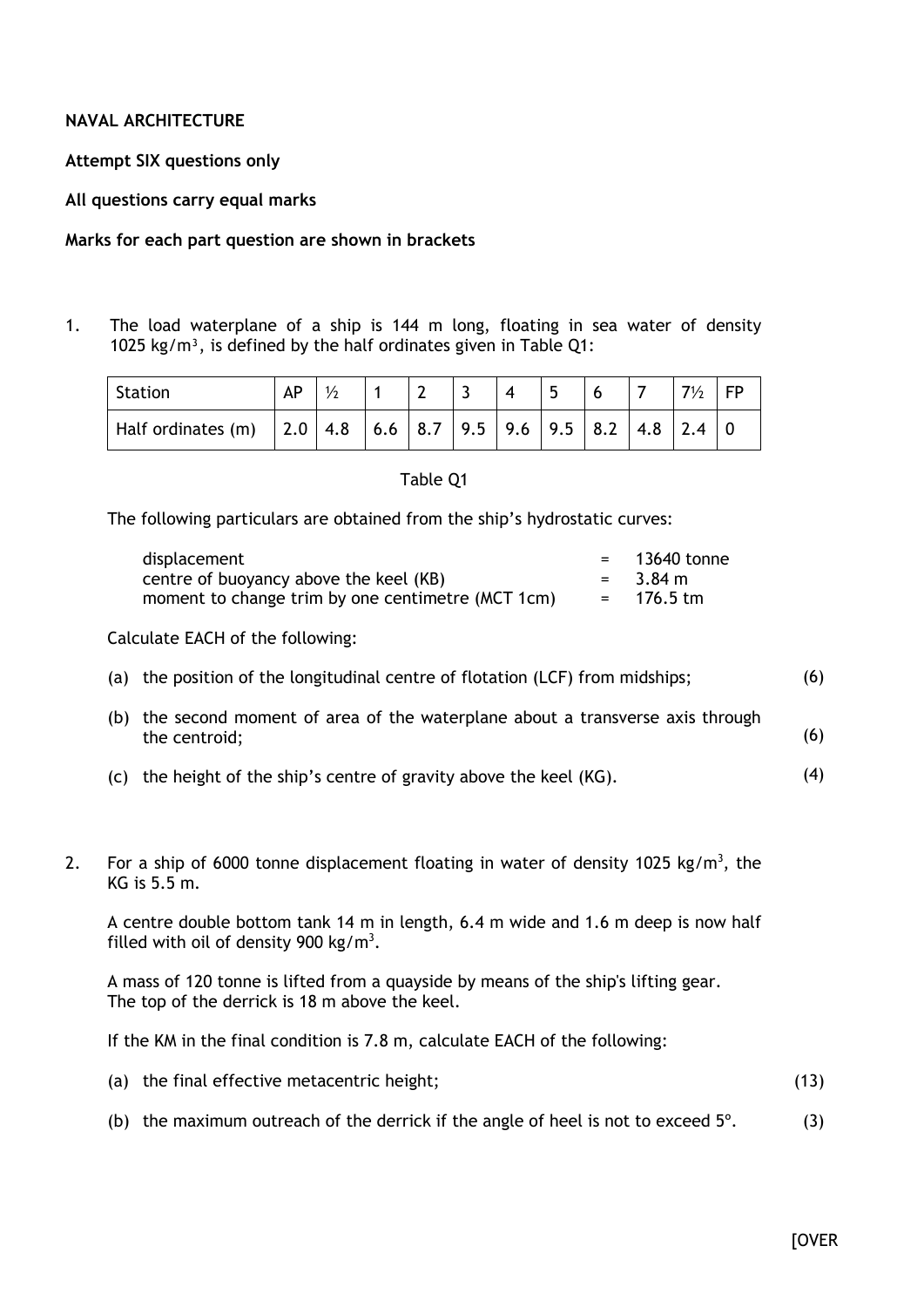**NAVAL ARCHITECTURE**

**Attempt SIX questions only**

**All questions carry equal marks**

**Marks for each part question are shown in brackets**

1. The load waterplane of a ship is 144 m long, floating in sea water of density 1025 $kg/m^3$, is defined by the half ordinates given in Table Q1:

| Station | AP | ½ | 1 | 2 | 3 | 4 | 5 | 6 | 7 | 7½ | FP |
|---|---|---|---|---|---|---|---|---|---|---|---|
| Half ordinates (m) | 2.0 | 4.8 | 6.6 | 8.7 | 9.5 | 9.6 | 9.5 | 8.2 | 4.8 | 2.4 | 0 |

Table Q1

The following particulars are obtained from the ship's hydrostatic curves:

| | | |
|---|---|---|
| displacement | = | 13640 tonne |
| centre of buoyancy above the keel (KB) | = | 3.84 m |
| moment to change trim by one centimetre (MCT 1cm) | = | 176.5 tm |

Calculate EACH of the following:

(a) the position of the longitudinal centre of flotation (LCF) from midships; (6)

(b) the second moment of area of the waterplane about a transverse axis through the centroid; (6)

(c) the height of the ship's centre of gravity above the keel (KG). (4)

2. For a ship of 6000 tonne displacement floating in water of density 1025 $kg/m^3$, the KG is 5.5 m.

A centre double bottom tank 14 m in length, 6.4 m wide and 1.6 m deep is now half filled with oil of density 900 $kg/m^3$.

A mass of 120 tonne is lifted from a quayside by means of the ship's lifting gear. The top of the derrick is 18 m above the keel.

If the KM in the final condition is 7.8 m, calculate EACH of the following:

(a) the final effective metacentric height; (13)

(b) the maximum outreach of the derrick if the angle of heel is not to exceed 5°. (3)

[OVER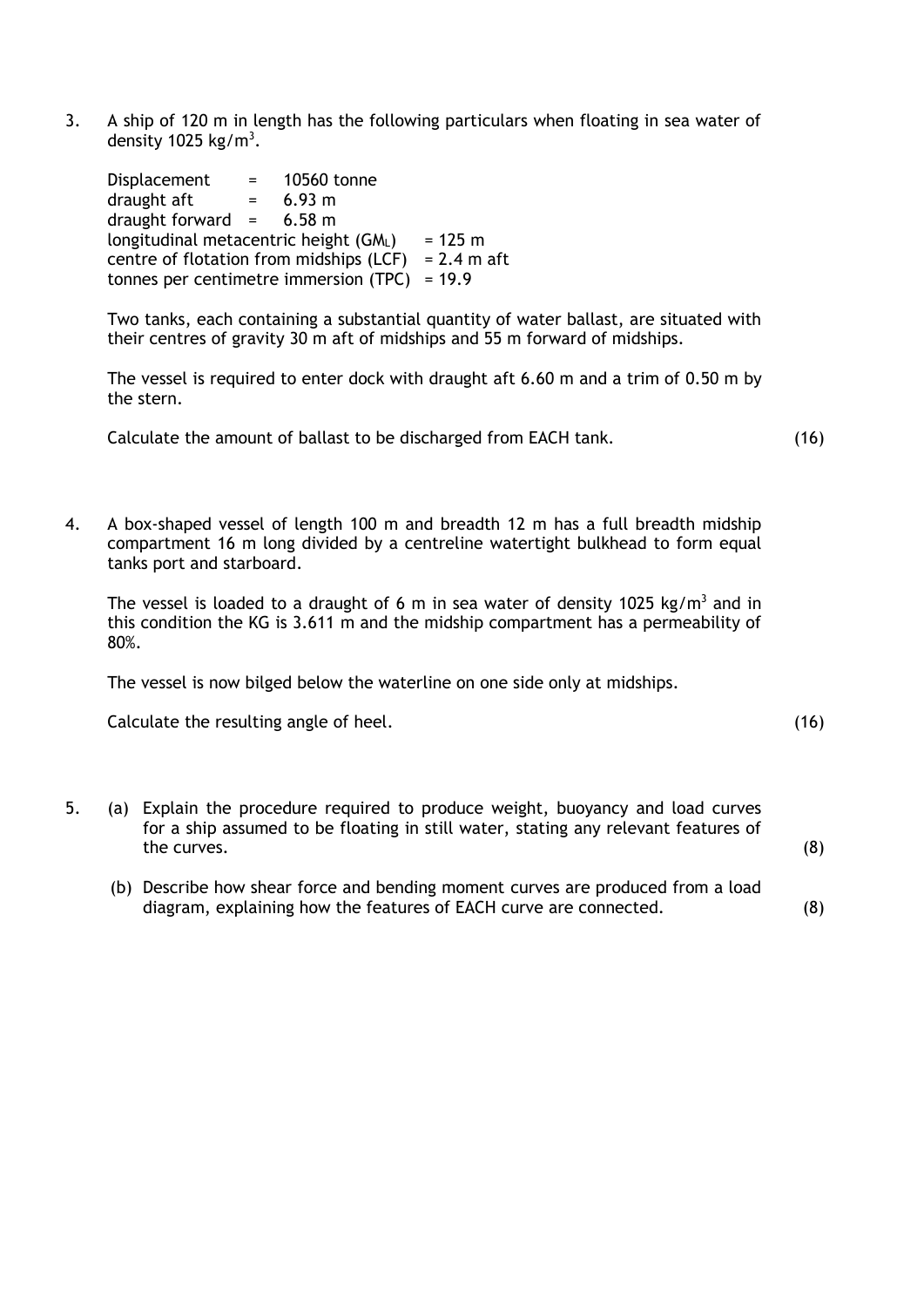3. A ship of 120 m in length has the following particulars when floating in sea water of density 1025 kg/m$^3$.

   | | | | |
   |---|---|---|---|
   | Displacement | = | 10560 tonne | |
   | draught aft | = | 6.93 m | |
   | draught forward | = | 6.58 m | |
   | longitudinal metacentric height ($GM_L$) | | | = 125 m |
   | centre of flotation from midships (LCF) | | | = 2.4 m aft |
   | tonnes per centimetre immersion (TPC) | | | = 19.9 |

   Two tanks, each containing a substantial quantity of water ballast, are situated with their centres of gravity 30 m aft of midships and 55 m forward of midships.

   The vessel is required to enter dock with draught aft 6.60 m and a trim of 0.50 m by the stern.

   Calculate the amount of ballast to be discharged from EACH tank. (16)

4. A box-shaped vessel of length 100 m and breadth 12 m has a full breadth midship compartment 16 m long divided by a centreline watertight bulkhead to form equal tanks port and starboard.

   The vessel is loaded to a draught of 6 m in sea water of density 1025 kg/m$^3$ and in this condition the KG is 3.611 m and the midship compartment has a permeability of 80%.

   The vessel is now bilged below the waterline on one side only at midships.

   Calculate the resulting angle of heel. (16)

5. (a) Explain the procedure required to produce weight, buoyancy and load curves for a ship assumed to be floating in still water, stating any relevant features of the curves. (8)

   (b) Describe how shear force and bending moment curves are produced from a load diagram, explaining how the features of EACH curve are connected. (8)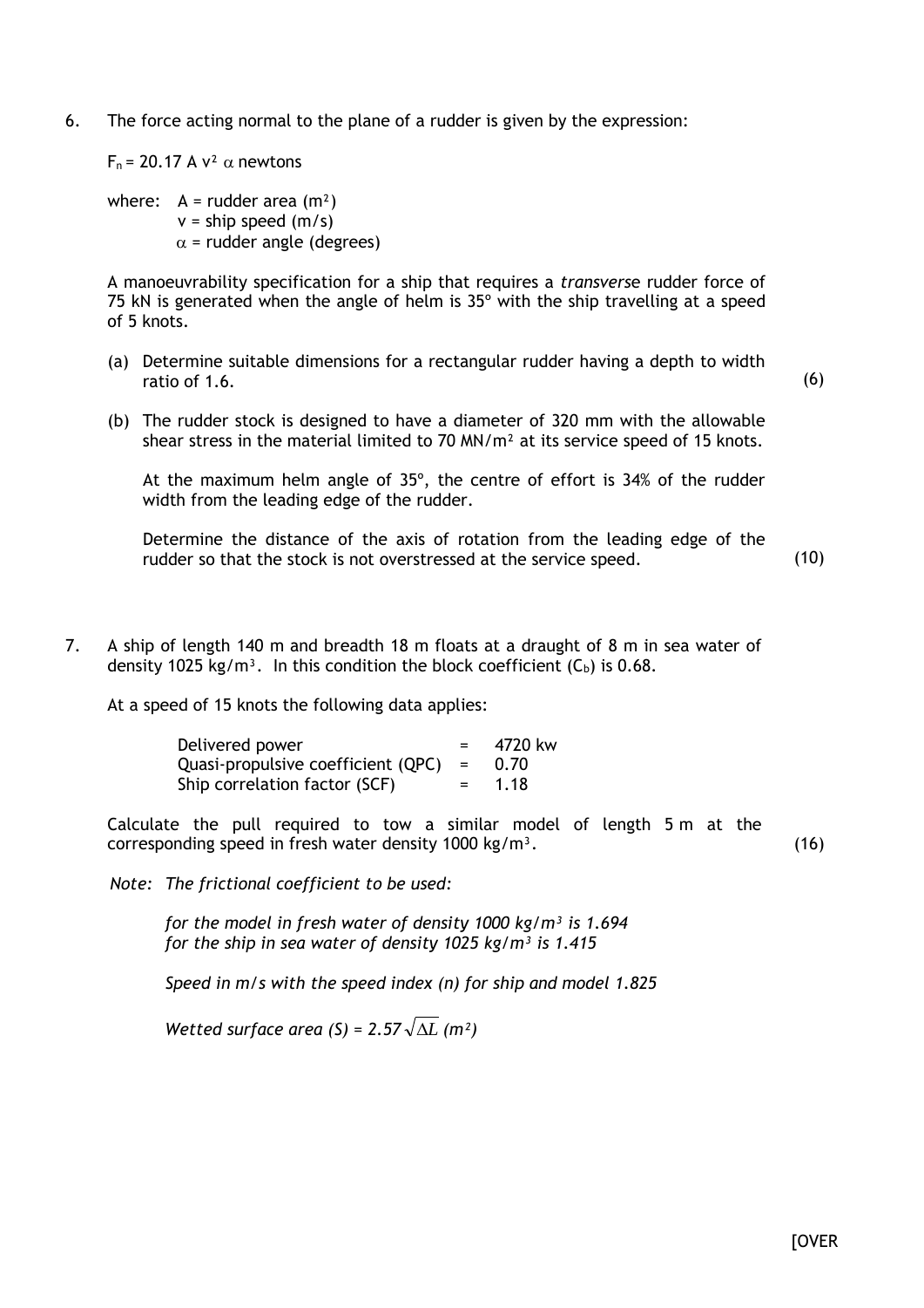6. The force acting normal to the plane of a rudder is given by the expression:

   $F_n = 20.17\ A\ v^2\ \alpha$ newtons

   where: $A$ = rudder area ($m^2$)
   $v$ = ship speed (m/s)
   $\alpha$ = rudder angle (degrees)

   A manoeuvrability specification for a ship that requires a *transverse* rudder force of 75 kN is generated when the angle of helm is 35º with the ship travelling at a speed of 5 knots.

   (a) Determine suitable dimensions for a rectangular rudder having a depth to width ratio of 1.6. (6)

   (b) The rudder stock is designed to have a diameter of 320 mm with the allowable shear stress in the material limited to 70 $MN/m^2$ at its service speed of 15 knots.

   At the maximum helm angle of 35º, the centre of effort is 34% of the rudder width from the leading edge of the rudder.

   Determine the distance of the axis of rotation from the leading edge of the rudder so that the stock is not overstressed at the service speed. (10)

7. A ship of length 140 m and breadth 18 m floats at a draught of 8 m in sea water of density 1025 $kg/m^3$. In this condition the block coefficient ($C_b$) is 0.68.

   At a speed of 15 knots the following data applies:

   | | | |
   |---|---|---|
   | Delivered power | = | 4720 kw |
   | Quasi-propulsive coefficient (QPC) | = | 0.70 |
   | Ship correlation factor (SCF) | = | 1.18 |

   Calculate the pull required to tow a similar model of length 5 m at the corresponding speed in fresh water density 1000 $kg/m^3$. (16)

   *Note: The frictional coefficient to be used:*

   *for the model in fresh water of density 1000 $kg/m^3$ is 1.694*
   *for the ship in sea water of density 1025 $kg/m^3$ is 1.415*

   *Speed in m/s with the speed index (n) for ship and model 1.825*

   *Wetted surface area (S) = $2.57\sqrt{\Delta L}$ ($m^2$)*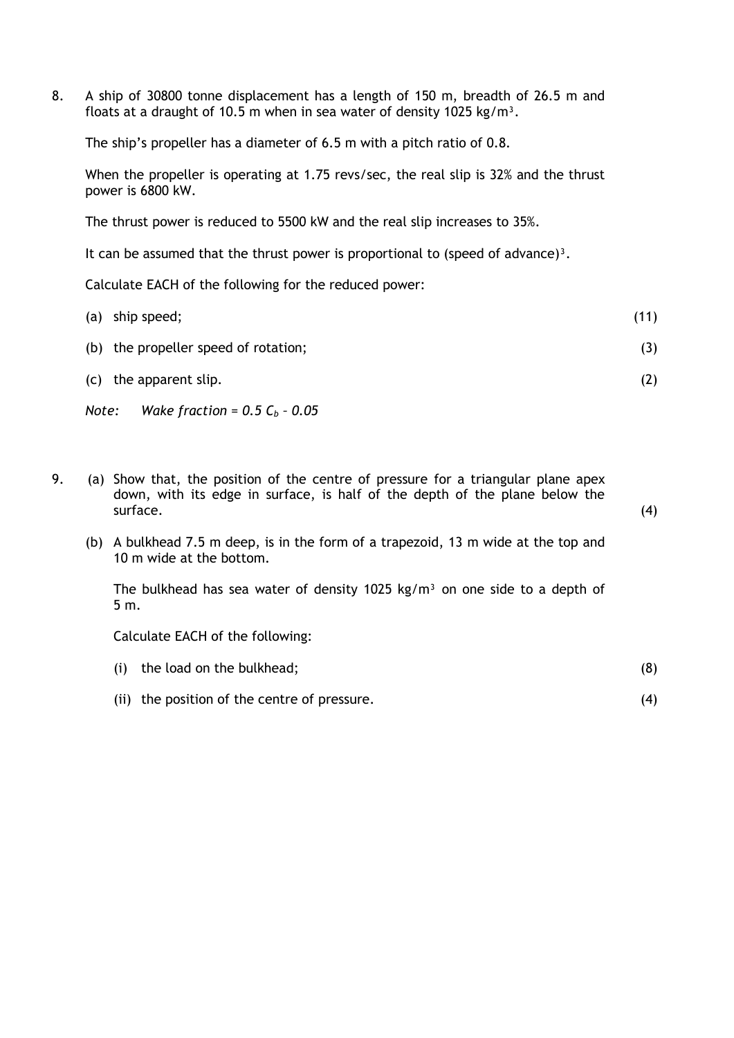8. A ship of 30800 tonne displacement has a length of 150 m, breadth of 26.5 m and floats at a draught of 10.5 m when in sea water of density 1025 kg/m$^3$.

   The ship's propeller has a diameter of 6.5 m with a pitch ratio of 0.8.

   When the propeller is operating at 1.75 revs/sec, the real slip is 32% and the thrust power is 6800 kW.

   The thrust power is reduced to 5500 kW and the real slip increases to 35%.

   It can be assumed that the thrust power is proportional to (speed of advance)$^3$.

   Calculate EACH of the following for the reduced power:

   (a) ship speed; (11)

   (b) the propeller speed of rotation; (3)

   (c) the apparent slip. (2)

   *Note: Wake fraction = 0.5 $C_b$ – 0.05*

9. (a) Show that, the position of the centre of pressure for a triangular plane apex down, with its edge in surface, is half of the depth of the plane below the surface. (4)

   (b) A bulkhead 7.5 m deep, is in the form of a trapezoid, 13 m wide at the top and 10 m wide at the bottom.

   The bulkhead has sea water of density 1025 kg/m$^3$ on one side to a depth of 5 m.

   Calculate EACH of the following:

   (i) the load on the bulkhead; (8)

   (ii) the position of the centre of pressure. (4)